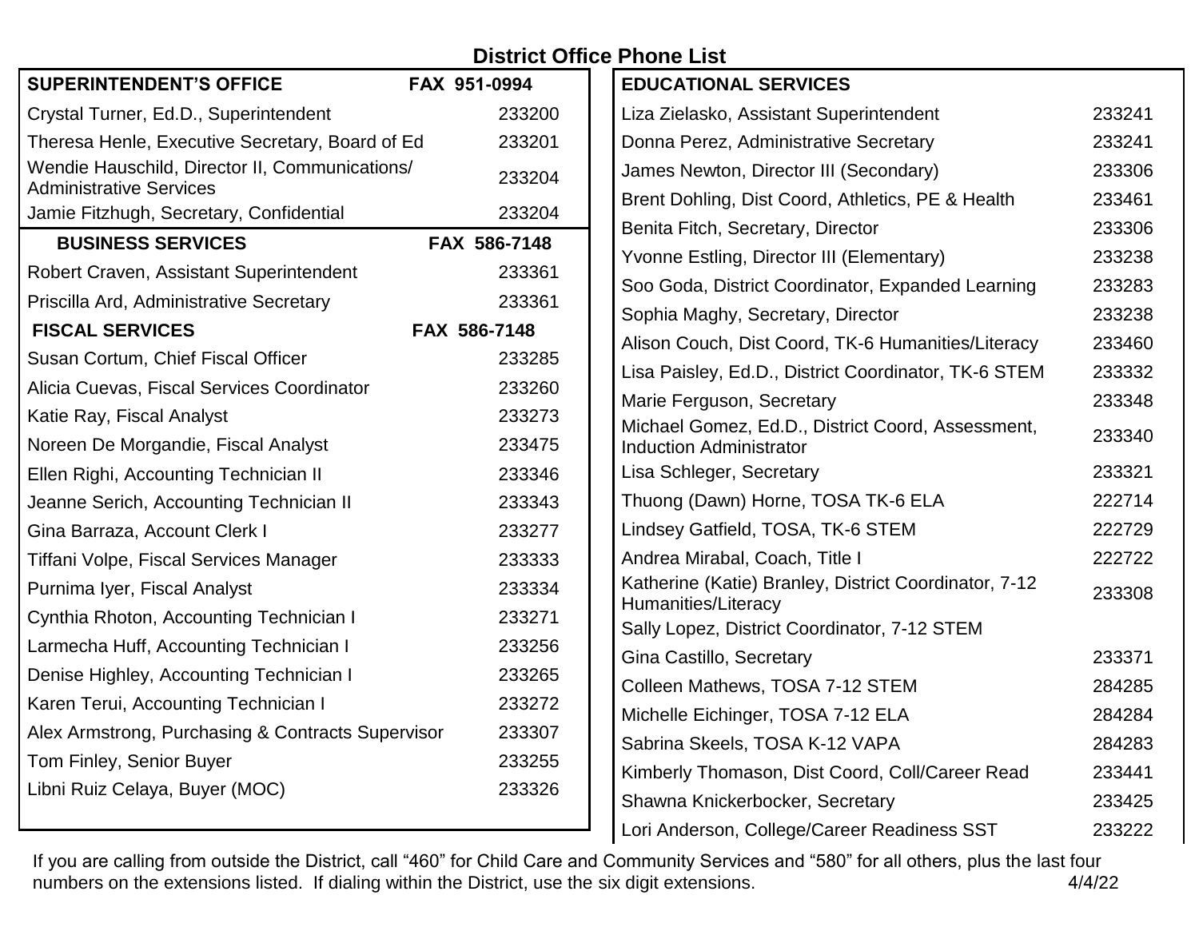# District Office Phone List

| SUPERINTENDENT'S OFFICE | FAX 951-0994 |
|---|---|
| Crystal Turner, Ed.D., Superintendent | 233200 |
| Theresa Henle, Executive Secretary, Board of Ed | 233201 |
| Wendie Hauschild, Director II, Communications/ Administrative Services | 233204 |
| Jamie Fitzhugh, Secretary, Confidential | 233204 |

| BUSINESS SERVICES | FAX 586-7148 |
|---|---|
| Robert Craven, Assistant Superintendent | 233361 |
| Priscilla Ard, Administrative Secretary | 233361 |

| FISCAL SERVICES | FAX 586-7148 |
|---|---|
| Susan Cortum, Chief Fiscal Officer | 233285 |
| Alicia Cuevas, Fiscal Services Coordinator | 233260 |
| Katie Ray, Fiscal Analyst | 233273 |
| Noreen De Morgandie, Fiscal Analyst | 233475 |
| Ellen Righi, Accounting Technician II | 233346 |
| Jeanne Serich, Accounting Technician II | 233343 |
| Gina Barraza, Account Clerk I | 233277 |
| Tiffani Volpe, Fiscal Services Manager | 233333 |
| Purnima Iyer, Fiscal Analyst | 233334 |
| Cynthia Rhoton, Accounting Technician I | 233271 |
| Larmecha Huff, Accounting Technician I | 233256 |
| Denise Highley, Accounting Technician I | 233265 |
| Karen Terui, Accounting Technician I | 233272 |
| Alex Armstrong, Purchasing & Contracts Supervisor | 233307 |
| Tom Finley, Senior Buyer | 233255 |
| Libni Ruiz Celaya, Buyer (MOC) | 233326 |

| EDUCATIONAL SERVICES | |
|---|---|
| Liza Zielasko, Assistant Superintendent | 233241 |
| Donna Perez, Administrative Secretary | 233241 |
| James Newton, Director III (Secondary) | 233306 |
| Brent Dohling, Dist Coord, Athletics, PE & Health | 233461 |
| Benita Fitch, Secretary, Director | 233306 |
| Yvonne Estling, Director III (Elementary) | 233238 |
| Soo Goda, District Coordinator, Expanded Learning | 233283 |
| Sophia Maghy, Secretary, Director | 233238 |
| Alison Couch, Dist Coord, TK-6 Humanities/Literacy | 233460 |
| Lisa Paisley, Ed.D., District Coordinator, TK-6 STEM | 233332 |
| Marie Ferguson, Secretary | 233348 |
| Michael Gomez, Ed.D., District Coord, Assessment, Induction Administrator | 233340 |
| Lisa Schleger, Secretary | 233321 |
| Thuong (Dawn) Horne, TOSA TK-6 ELA | 222714 |
| Lindsey Gatfield, TOSA, TK-6 STEM | 222729 |
| Andrea Mirabal, Coach, Title I | 222722 |
| Katherine (Katie) Branley, District Coordinator, 7-12 Humanities/Literacy | 233308 |
| Sally Lopez, District Coordinator, 7-12 STEM | |
| Gina Castillo, Secretary | 233371 |
| Colleen Mathews, TOSA 7-12 STEM | 284285 |
| Michelle Eichinger, TOSA 7-12 ELA | 284284 |
| Sabrina Skeels, TOSA K-12 VAPA | 284283 |
| Kimberly Thomason, Dist Coord, Coll/Career Read | 233441 |
| Shawna Knickerbocker, Secretary | 233425 |
| Lori Anderson, College/Career Readiness SST | 233222 |

If you are calling from outside the District, call "460" for Child Care and Community Services and "580" for all others, plus the last four numbers on the extensions listed. If dialing within the District, use the six digit extensions. 4/4/22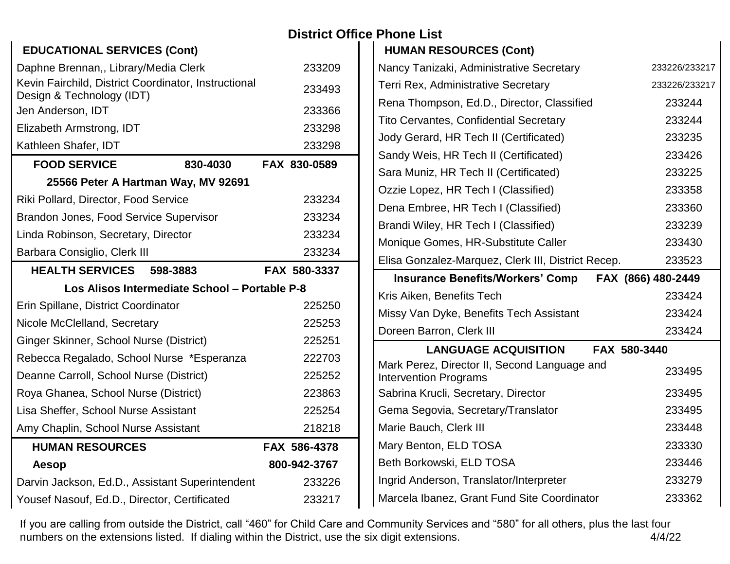# District Office Phone List

## EDUCATIONAL SERVICES (Cont)

| Name | Extension |
|---|---|
| Daphne Brennan,, Library/Media Clerk | 233209 |
| Kevin Fairchild, District Coordinator, Instructional Design & Technology (IDT) | 233493 |
| Jen Anderson, IDT | 233366 |
| Elizabeth Armstrong, IDT | 233298 |
| Kathleen Shafer, IDT | 233298 |

## FOOD SERVICE 830-4030 FAX 830-0589

**25566 Peter A Hartman Way, MV 92691**

| Name | Extension |
|---|---|
| Riki Pollard, Director, Food Service | 233234 |
| Brandon Jones, Food Service Supervisor | 233234 |
| Linda Robinson, Secretary, Director | 233234 |
| Barbara Consiglio, Clerk III | 233234 |

## HEALTH SERVICES 598-3883 FAX 580-3337

**Los Alisos Intermediate School – Portable P-8**

| Name | Extension |
|---|---|
| Erin Spillane, District Coordinator | 225250 |
| Nicole McClelland, Secretary | 225253 |
| Ginger Skinner, School Nurse (District) | 225251 |
| Rebecca Regalado, School Nurse *Esperanza | 222703 |
| Deanne Carroll, School Nurse (District) | 225252 |
| Roya Ghanea, School Nurse (District) | 223863 |
| Lisa Sheffer, School Nurse Assistant | 225254 |
| Amy Chaplin, School Nurse Assistant | 218218 |

## HUMAN RESOURCES FAX 586-4378

**Aesop 800-942-3767**

| Name | Extension |
|---|---|
| Darvin Jackson, Ed.D., Assistant Superintendent | 233226 |
| Yousef Nasouf, Ed.D., Director, Certificated | 233217 |

## HUMAN RESOURCES (Cont)

| Name | Extension |
|---|---|
| Nancy Tanizaki, Administrative Secretary | 233226/233217 |
| Terri Rex, Administrative Secretary | 233226/233217 |
| Rena Thompson, Ed.D., Director, Classified | 233244 |
| Tito Cervantes, Confidential Secretary | 233244 |
| Jody Gerard, HR Tech II (Certificated) | 233235 |
| Sandy Weis, HR Tech II (Certificated) | 233426 |
| Sara Muniz, HR Tech II (Certificated) | 233225 |
| Ozzie Lopez, HR Tech I (Classified) | 233358 |
| Dena Embree, HR Tech I (Classified) | 233360 |
| Brandi Wiley, HR Tech I (Classified) | 233239 |
| Monique Gomes, HR-Substitute Caller | 233430 |
| Elisa Gonzalez-Marquez, Clerk III, District Recep. | 233523 |

## Insurance Benefits/Workers' Comp FAX (866) 480-2449

| Name | Extension |
|---|---|
| Kris Aiken, Benefits Tech | 233424 |
| Missy Van Dyke, Benefits Tech Assistant | 233424 |
| Doreen Barron, Clerk III | 233424 |

## LANGUAGE ACQUISITION FAX 580-3440

| Name | Extension |
|---|---|
| Mark Perez, Director II, Second Language and Intervention Programs | 233495 |
| Sabrina Krucli, Secretary, Director | 233495 |
| Gema Segovia, Secretary/Translator | 233495 |
| Marie Bauch, Clerk III | 233448 |
| Mary Benton, ELD TOSA | 233330 |
| Beth Borkowski, ELD TOSA | 233446 |
| Ingrid Anderson, Translator/Interpreter | 233279 |
| Marcela Ibanez, Grant Fund Site Coordinator | 233362 |

If you are calling from outside the District, call "460" for Child Care and Community Services and "580" for all others, plus the last four numbers on the extensions listed. If dialing within the District, use the six digit extensions. 4/4/22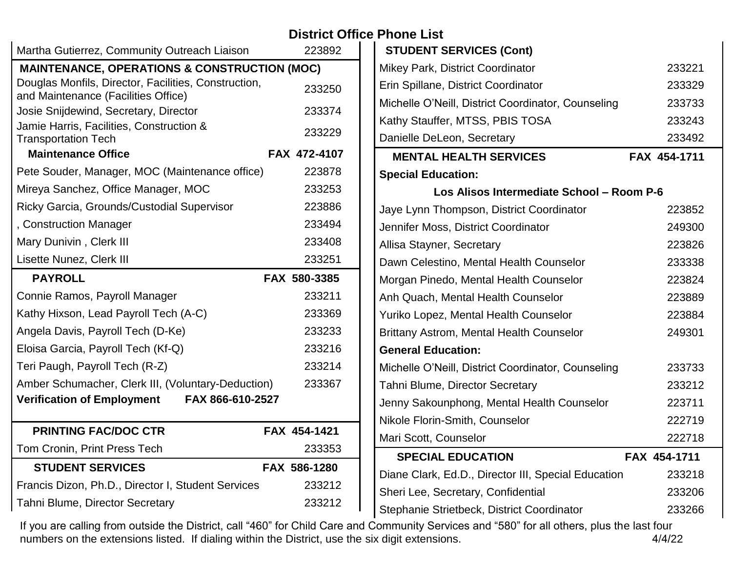# District Office Phone List

| Name | Extension |
|---|---|
| Martha Gutierrez, Community Outreach Liaison | 223892 |
| **MAINTENANCE, OPERATIONS & CONSTRUCTION (MOC)** | |
| Douglas Monfils, Director, Facilities, Construction, and Maintenance (Facilities Office) | 233250 |
| Josie Snijdewind, Secretary, Director | 233374 |
| Jamie Harris, Facilities, Construction & Transportation Tech | 233229 |
| **Maintenance Office** | **FAX 472-4107** |
| Pete Souder, Manager, MOC (Maintenance office) | 223878 |
| Mireya Sanchez, Office Manager, MOC | 233253 |
| Ricky Garcia, Grounds/Custodial Supervisor | 223886 |
| , Construction Manager | 233494 |
| Mary Dunivin , Clerk III | 233408 |
| Lisette Nunez, Clerk III | 233251 |
| **PAYROLL** | **FAX 580-3385** |
| Connie Ramos, Payroll Manager | 233211 |
| Kathy Hixson, Lead Payroll Tech (A-C) | 233369 |
| Angela Davis, Payroll Tech (D-Ke) | 233233 |
| Eloisa Garcia, Payroll Tech (Kf-Q) | 233216 |
| Teri Paugh, Payroll Tech (R-Z) | 233214 |
| Amber Schumacher, Clerk III, (Voluntary-Deduction) | 233367 |
| **Verification of Employment FAX 866-610-2527** | |
| **PRINTING FAC/DOC CTR** | **FAX 454-1421** |
| Tom Cronin, Print Press Tech | 233353 |
| **STUDENT SERVICES** | **FAX 586-1280** |
| Francis Dizon, Ph.D., Director I, Student Services | 233212 |
| Tahni Blume, Director Secretary | 233212 |

| Name | Extension |
|---|---|
| **STUDENT SERVICES (Cont)** | |
| Mikey Park, District Coordinator | 233221 |
| Erin Spillane, District Coordinator | 233329 |
| Michelle O'Neill, District Coordinator, Counseling | 233733 |
| Kathy Stauffer, MTSS, PBIS TOSA | 233243 |
| Danielle DeLeon, Secretary | 233492 |
| **MENTAL HEALTH SERVICES** | **FAX 454-1711** |
| **Special Education:** | |
| **Los Alisos Intermediate School – Room P-6** | |
| Jaye Lynn Thompson, District Coordinator | 223852 |
| Jennifer Moss, District Coordinator | 249300 |
| Allisa Stayner, Secretary | 223826 |
| Dawn Celestino, Mental Health Counselor | 233338 |
| Morgan Pinedo, Mental Health Counselor | 223824 |
| Anh Quach, Mental Health Counselor | 223889 |
| Yuriko Lopez, Mental Health Counselor | 223884 |
| Brittany Astrom, Mental Health Counselor | 249301 |
| **General Education:** | |
| Michelle O'Neill, District Coordinator, Counseling | 233733 |
| Tahni Blume, Director Secretary | 233212 |
| Jenny Sakounphong, Mental Health Counselor | 223711 |
| Nikole Florin-Smith, Counselor | 222719 |
| Mari Scott, Counselor | 222718 |
| **SPECIAL EDUCATION** | **FAX 454-1711** |
| Diane Clark, Ed.D., Director III, Special Education | 233218 |
| Sheri Lee, Secretary, Confidential | 233206 |
| Stephanie Strietbeck, District Coordinator | 233266 |

If you are calling from outside the District, call "460" for Child Care and Community Services and "580" for all others, plus the last four numbers on the extensions listed. If dialing within the District, use the six digit extensions. 4/4/22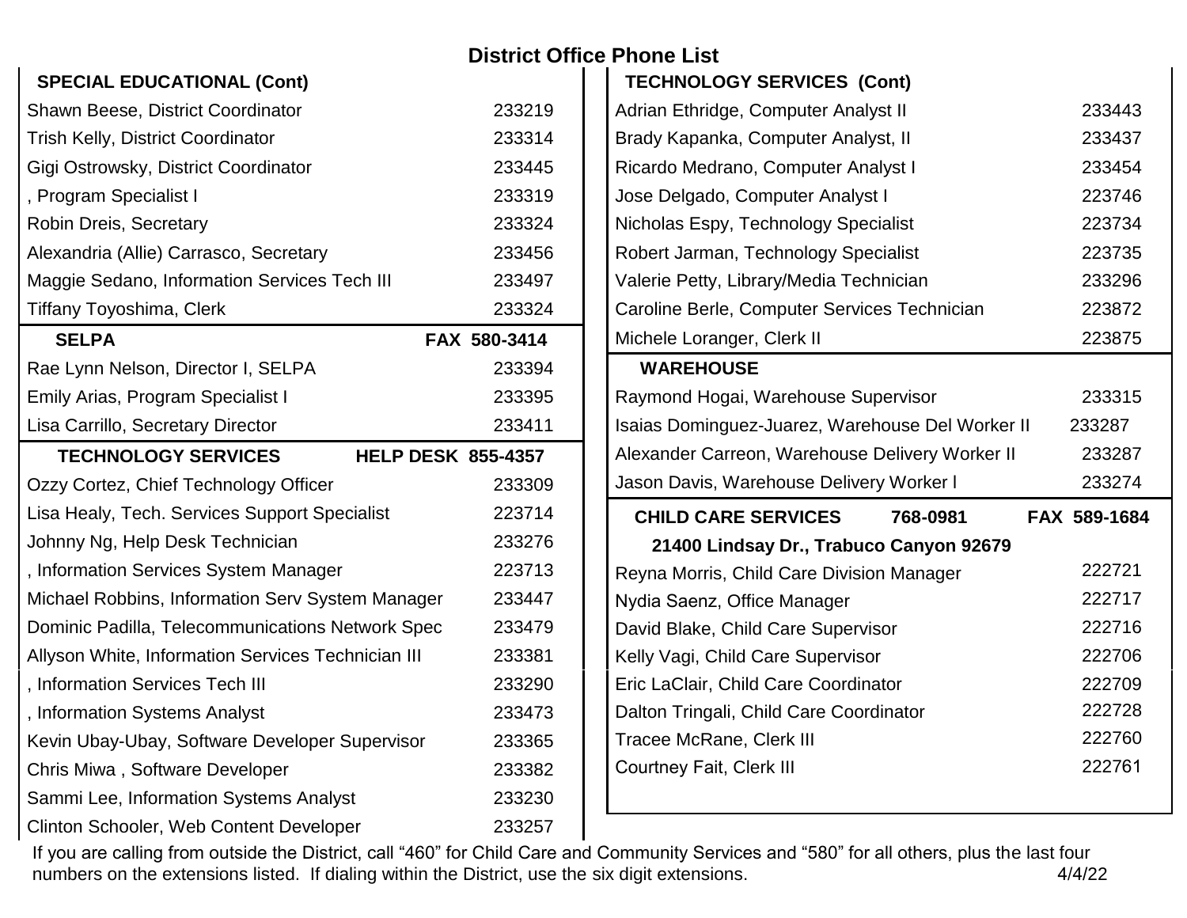# District Office Phone List

| SPECIAL EDUCATIONAL (Cont) | |
|---|---|
| Shawn Beese, District Coordinator | 233219 |
| Trish Kelly, District Coordinator | 233314 |
| Gigi Ostrowsky, District Coordinator | 233445 |
| , Program Specialist I | 233319 |
| Robin Dreis, Secretary | 233324 |
| Alexandria (Allie) Carrasco, Secretary | 233456 |
| Maggie Sedano, Information Services Tech III | 233497 |
| Tiffany Toyoshima, Clerk | 233324 |

| SELPA | FAX 580-3414 |
|---|---|
| Rae Lynn Nelson, Director I, SELPA | 233394 |
| Emily Arias, Program Specialist I | 233395 |
| Lisa Carrillo, Secretary Director | 233411 |

| TECHNOLOGY SERVICES | HELP DESK 855-4357 |
|---|---|
| Ozzy Cortez, Chief Technology Officer | 233309 |
| Lisa Healy, Tech. Services Support Specialist | 223714 |
| Johnny Ng, Help Desk Technician | 233276 |
| , Information Services System Manager | 223713 |
| Michael Robbins, Information Serv System Manager | 233447 |
| Dominic Padilla, Telecommunications Network Spec | 233479 |
| Allyson White, Information Services Technician III | 233381 |
| , Information Services Tech III | 233290 |
| , Information Systems Analyst | 233473 |
| Kevin Ubay-Ubay, Software Developer Supervisor | 233365 |
| Chris Miwa , Software Developer | 233382 |
| Sammi Lee, Information Systems Analyst | 233230 |
| Clinton Schooler, Web Content Developer | 233257 |

| TECHNOLOGY SERVICES (Cont) | |
|---|---|
| Adrian Ethridge, Computer Analyst II | 233443 |
| Brady Kapanka, Computer Analyst, II | 233437 |
| Ricardo Medrano, Computer Analyst I | 233454 |
| Jose Delgado, Computer Analyst I | 223746 |
| Nicholas Espy, Technology Specialist | 223734 |
| Robert Jarman, Technology Specialist | 223735 |
| Valerie Petty, Library/Media Technician | 233296 |
| Caroline Berle, Computer Services Technician | 223872 |
| Michele Loranger, Clerk II | 223875 |

| WAREHOUSE | |
|---|---|
| Raymond Hogai, Warehouse Supervisor | 233315 |
| Isaias Dominguez-Juarez, Warehouse Del Worker II | 233287 |
| Alexander Carreon, Warehouse Delivery Worker II | 233287 |
| Jason Davis, Warehouse Delivery Worker I | 233274 |

| CHILD CARE SERVICES 768-0981 | FAX 589-1684 |
|---|---|
| 21400 Lindsay Dr., Trabuco Canyon 92679 | |
| Reyna Morris, Child Care Division Manager | 222721 |
| Nydia Saenz, Office Manager | 222717 |
| David Blake, Child Care Supervisor | 222716 |
| Kelly Vagi, Child Care Supervisor | 222706 |
| Eric LaClair, Child Care Coordinator | 222709 |
| Dalton Tringali, Child Care Coordinator | 222728 |
| Tracee McRane, Clerk III | 222760 |
| Courtney Fait, Clerk III | 222761 |

If you are calling from outside the District, call "460" for Child Care and Community Services and "580" for all others, plus the last four numbers on the extensions listed. If dialing within the District, use the six digit extensions.

4/4/22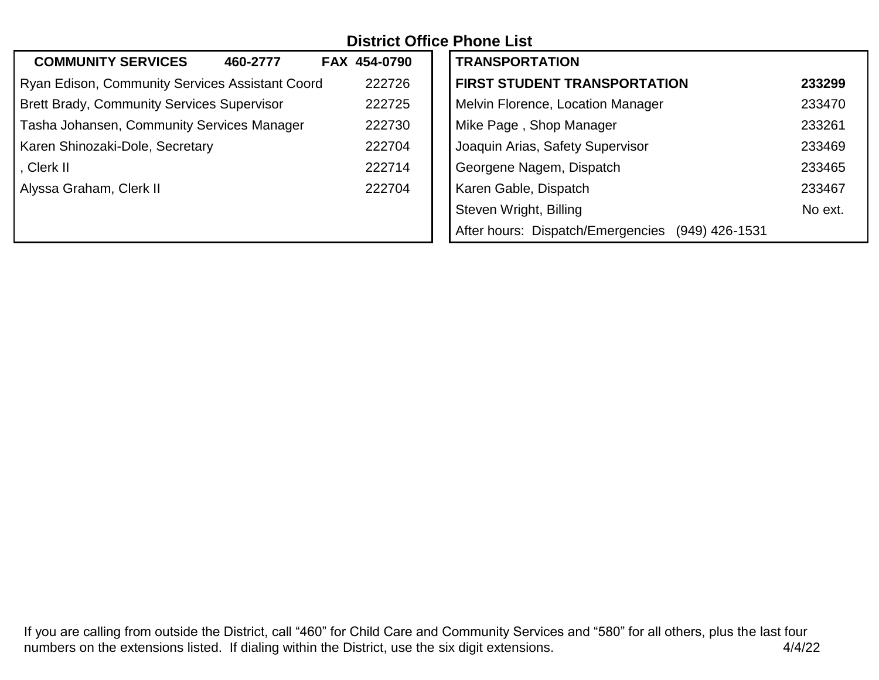# District Office Phone List

| COMMUNITY SERVICES 460-2777 | FAX 454-0790 |
|---|---|
| Ryan Edison, Community Services Assistant Coord | 222726 |
| Brett Brady, Community Services Supervisor | 222725 |
| Tasha Johansen, Community Services Manager | 222730 |
| Karen Shinozaki-Dole, Secretary | 222704 |
| , Clerk II | 222714 |
| Alyssa Graham, Clerk II | 222704 |

| TRANSPORTATION | |
|---|---|
| **FIRST STUDENT TRANSPORTATION** | **233299** |
| Melvin Florence, Location Manager | 233470 |
| Mike Page , Shop Manager | 233261 |
| Joaquin Arias, Safety Supervisor | 233469 |
| Georgene Nagem, Dispatch | 233465 |
| Karen Gable, Dispatch | 233467 |
| Steven Wright, Billing | No ext. |
| After hours: Dispatch/Emergencies (949) 426-1531 | |

If you are calling from outside the District, call "460" for Child Care and Community Services and "580" for all others, plus the last four numbers on the extensions listed. If dialing within the District, use the six digit extensions. 4/4/22